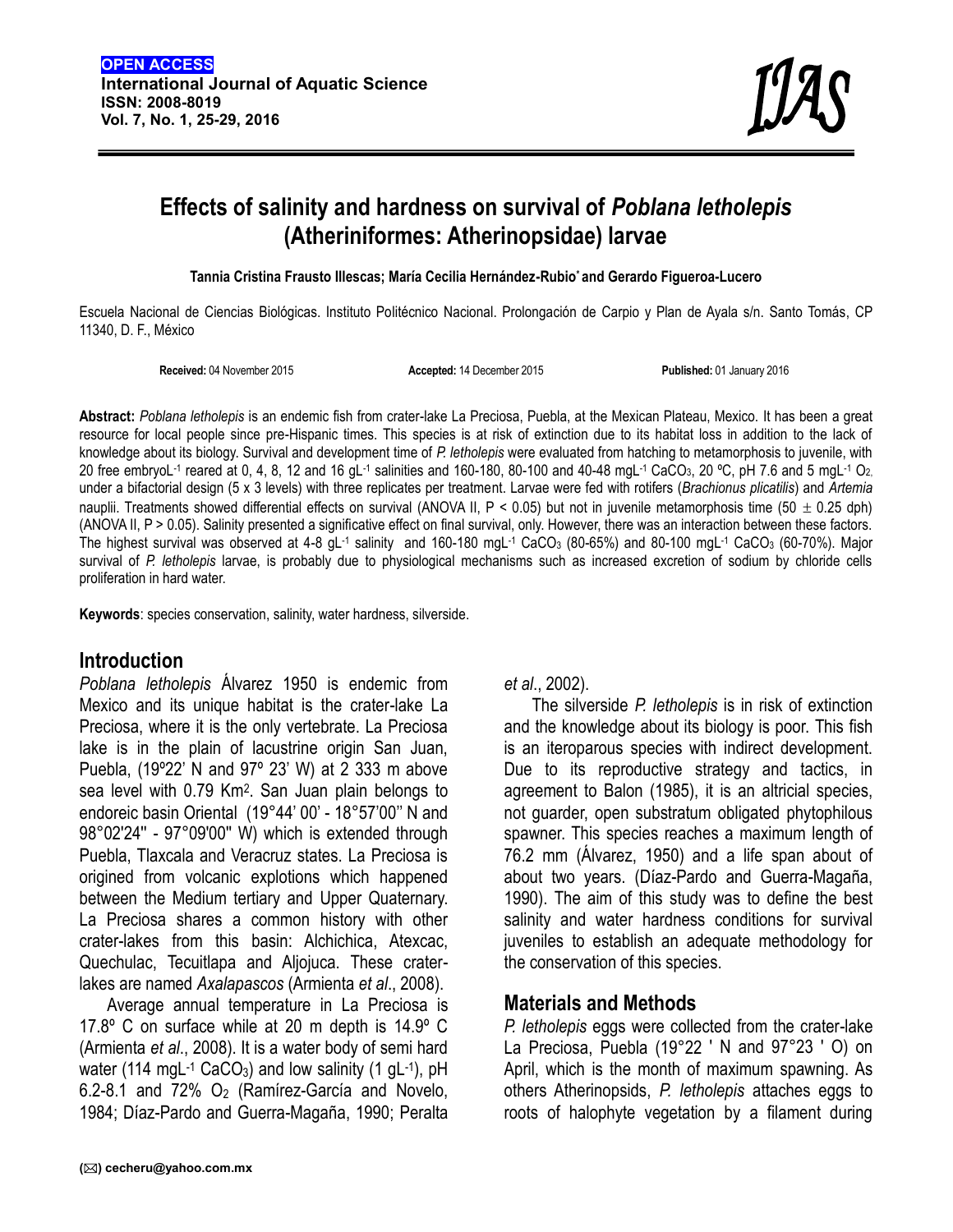**OPEN ACCESS**
**International Journal of Aquatic Science**
**ISSN: 2008-8019**
**Vol. 7, No. 1, 25-29, 2016**

# Effects of salinity and hardness on survival of *Poblana letholepis* (Atheriniformes: Atherinopsidae) larvae

**Tannia Cristina Frausto Illescas; María Cecilia Hernández-Rubio\* and Gerardo Figueroa-Lucero**

Escuela Nacional de Ciencias Biológicas. Instituto Politécnico Nacional. Prolongación de Carpio y Plan de Ayala s/n. Santo Tomás, CP 11340, D. F., México

**Received:** 04 November 2015 **Accepted:** 14 December 2015 **Published:** 01 January 2016

**Abstract:** *Poblana letholepis* is an endemic fish from crater-lake La Preciosa, Puebla, at the Mexican Plateau, Mexico. It has been a great resource for local people since pre-Hispanic times. This species is at risk of extinction due to its habitat loss in addition to the lack of knowledge about its biology. Survival and development time of *P. letholepis* were evaluated from hatching to metamorphosis to juvenile, with 20 free embryo$L^{-1}$ reared at 0, 4, 8, 12 and 16 $gL^{-1}$ salinities and 160-180, 80-100 and 40-48 $mgL^{-1}$ $CaCO_3$, 20 ºC, pH 7.6 and 5 $mgL^{-1}$ $O_2$, under a bifactorial design (5 x 3 levels) with three replicates per treatment. Larvae were fed with rotifers (*Brachionus plicatilis*) and *Artemia* nauplii. Treatments showed differential effects on survival (ANOVA II, $P < 0.05$) but not in juvenile metamorphosis time ($50 \pm 0.25$ dph) (ANOVA II, $P > 0.05$). Salinity presented a significative effect on final survival, only. However, there was an interaction between these factors. The highest survival was observed at 4-8 $gL^{-1}$ salinity and 160-180 $mgL^{-1}$ $CaCO_3$ (80-65%) and 80-100 $mgL^{-1}$ $CaCO_3$ (60-70%). Major survival of *P. letholepis* larvae, is probably due to physiological mechanisms such as increased excretion of sodium by chloride cells proliferation in hard water.

**Keywords**: species conservation, salinity, water hardness, silverside.

## Introduction

*Poblana letholepis* Álvarez 1950 is endemic from Mexico and its unique habitat is the crater-lake La Preciosa, where it is the only vertebrate. La Preciosa lake is in the plain of lacustrine origin San Juan, Puebla, (19º22' N and 97º 23' W) at 2 333 m above sea level with 0.79 $Km^2$. San Juan plain belongs to endoreic basin Oriental (19°44' 00' - 18°57'00'' N and 98°02'24'' - 97°09'00'' W) which is extended through Puebla, Tlaxcala and Veracruz states. La Preciosa is origined from volcanic explotions which happened between the Medium tertiary and Upper Quaternary. La Preciosa shares a common history with other crater-lakes from this basin: Alchichica, Atexcac, Quechulac, Tecuitlapa and Aljojuca. These crater-lakes are named *Axalapascos* (Armienta *et al*., 2008).

Average annual temperature in La Preciosa is 17.8º C on surface while at 20 m depth is 14.9º C (Armienta *et al*., 2008). It is a water body of semi hard water (114 $mgL^{-1}$ $CaCO_3$) and low salinity (1 $gL^{-1}$), pH 6.2-8.1 and 72% $O_2$ (Ramírez-García and Novelo, 1984; Díaz-Pardo and Guerra-Magaña, 1990; Peralta *et al*., 2002).

The silverside *P. letholepis* is in risk of extinction and the knowledge about its biology is poor. This fish is an iteroparous species with indirect development. Due to its reproductive strategy and tactics, in agreement to Balon (1985), it is an altricial species, not guarder, open substratum obligated phytophilous spawner. This species reaches a maximum length of 76.2 mm (Álvarez, 1950) and a life span about of about two years. (Díaz-Pardo and Guerra-Magaña, 1990). The aim of this study was to define the best salinity and water hardness conditions for survival juveniles to establish an adequate methodology for the conservation of this species.

## Materials and Methods

*P. letholepis* eggs were collected from the crater-lake La Preciosa, Puebla (19°22 ' N and 97°23 ' O) on April, which is the month of maximum spawning. As others Atherinopsids, *P. letholepis* attaches eggs to roots of halophyte vegetation by a filament during

(✉) cecheru@yahoo.com.mx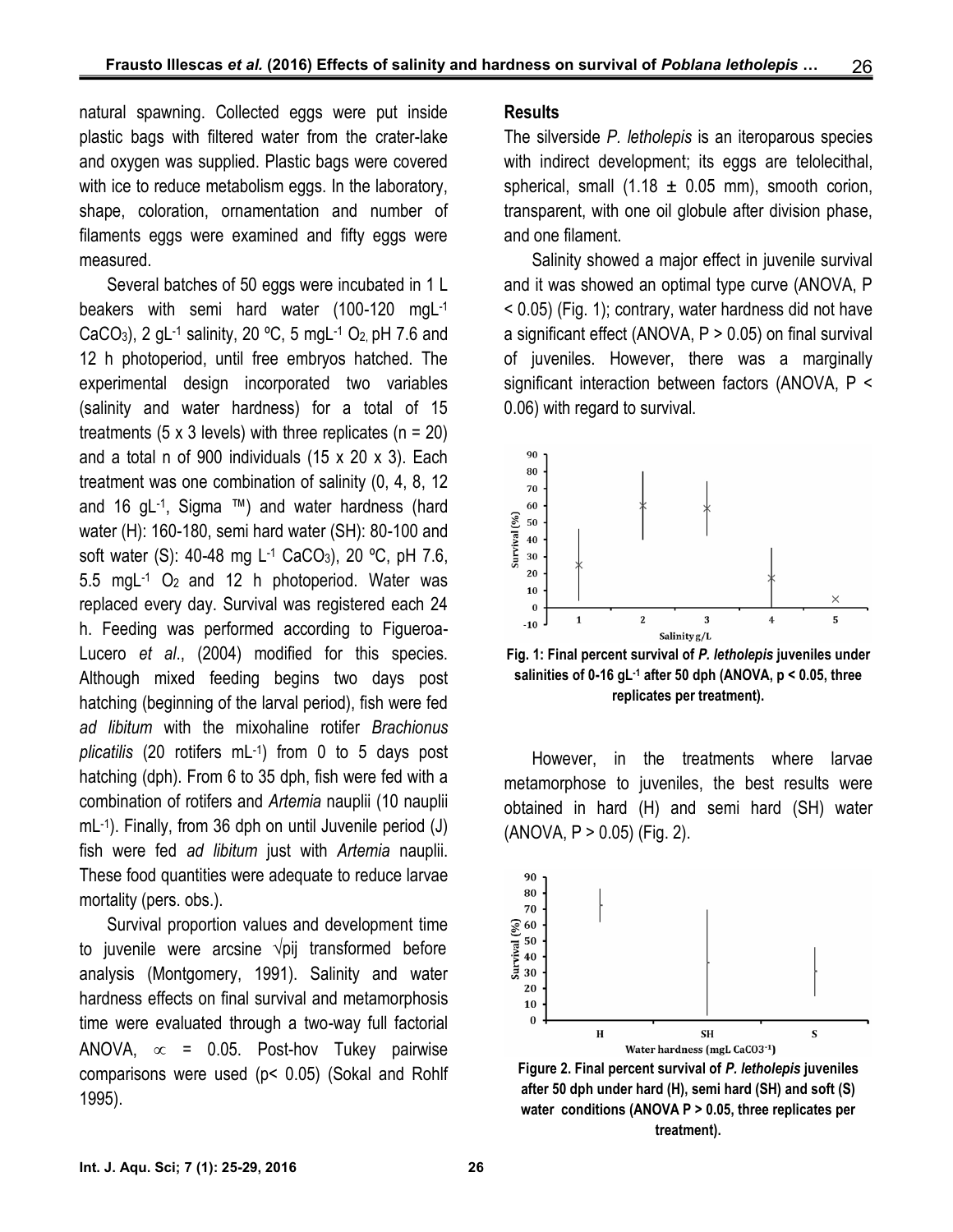natural spawning. Collected eggs were put inside plastic bags with filtered water from the crater-lake and oxygen was supplied. Plastic bags were covered with ice to reduce metabolism eggs. In the laboratory, shape, coloration, ornamentation and number of filaments eggs were examined and fifty eggs were measured.

Several batches of 50 eggs were incubated in 1 L beakers with semi hard water (100-120 mgL$^{-1}$ $CaCO_3$), 2 gL$^{-1}$ salinity, 20 ºC, 5 mgL$^{-1}$ $O_2$, pH 7.6 and 12 h photoperiod, until free embryos hatched. The experimental design incorporated two variables (salinity and water hardness) for a total of 15 treatments (5 x 3 levels) with three replicates (n = 20) and a total n of 900 individuals (15 x 20 x 3). Each treatment was one combination of salinity (0, 4, 8, 12 and 16 gL$^{-1}$, Sigma ™) and water hardness (hard water (H): 160-180, semi hard water (SH): 80-100 and soft water (S): 40-48 mg L$^{-1}$ $CaCO_3$), 20 ºC, pH 7.6, 5.5 mgL$^{-1}$ $O_2$ and 12 h photoperiod. Water was replaced every day. Survival was registered each 24 h. Feeding was performed according to Figueroa-Lucero *et al*., (2004) modified for this species. Although mixed feeding begins two days post hatching (beginning of the larval period), fish were fed *ad libitum* with the mixohaline rotifer *Brachionus plicatilis* (20 rotifers mL$^{-1}$) from 0 to 5 days post hatching (dph). From 6 to 35 dph, fish were fed with a combination of rotifers and *Artemia* nauplii (10 nauplii mL$^{-1}$). Finally, from 36 dph on until Juvenile period (J) fish were fed *ad libitum* just with *Artemia* nauplii. These food quantities were adequate to reduce larvae mortality (pers. obs.).

Survival proportion values and development time to juvenile were arcsine $\sqrt{pij}$ transformed before analysis (Montgomery, 1991). Salinity and water hardness effects on final survival and metamorphosis time were evaluated through a two-way full factorial ANOVA, $\propto$ = 0.05. Post-hov Tukey pairwise comparisons were used ($p < 0.05$) (Sokal and Rohlf 1995).

## Results

The silverside *P. letholepis* is an iteroparous species with indirect development; its eggs are telolecithal, spherical, small (1.18 ± 0.05 mm), smooth corion, transparent, with one oil globule after division phase, and one filament.

Salinity showed a major effect in juvenile survival and it was showed an optimal type curve (ANOVA, $P < 0.05$) (Fig. 1); contrary, water hardness did not have a significant effect (ANOVA, $P > 0.05$) on final survival of juveniles. However, there was a marginally significant interaction between factors (ANOVA, $P < 0.06$) with regard to survival.

**Fig. 1: Final percent survival of *P. letholepis* juveniles under salinities of 0-16 gL$^{-1}$ after 50 dph (ANOVA, p < 0.05, three replicates per treatment).**

However, in the treatments where larvae metamorphose to juveniles, the best results were obtained in hard (H) and semi hard (SH) water (ANOVA, $P > 0.05$) (Fig. 2).

**Figure 2. Final percent survival of *P. letholepis* juveniles after 50 dph under hard (H), semi hard (SH) and soft (S) water conditions (ANOVA P > 0.05, three replicates per treatment).**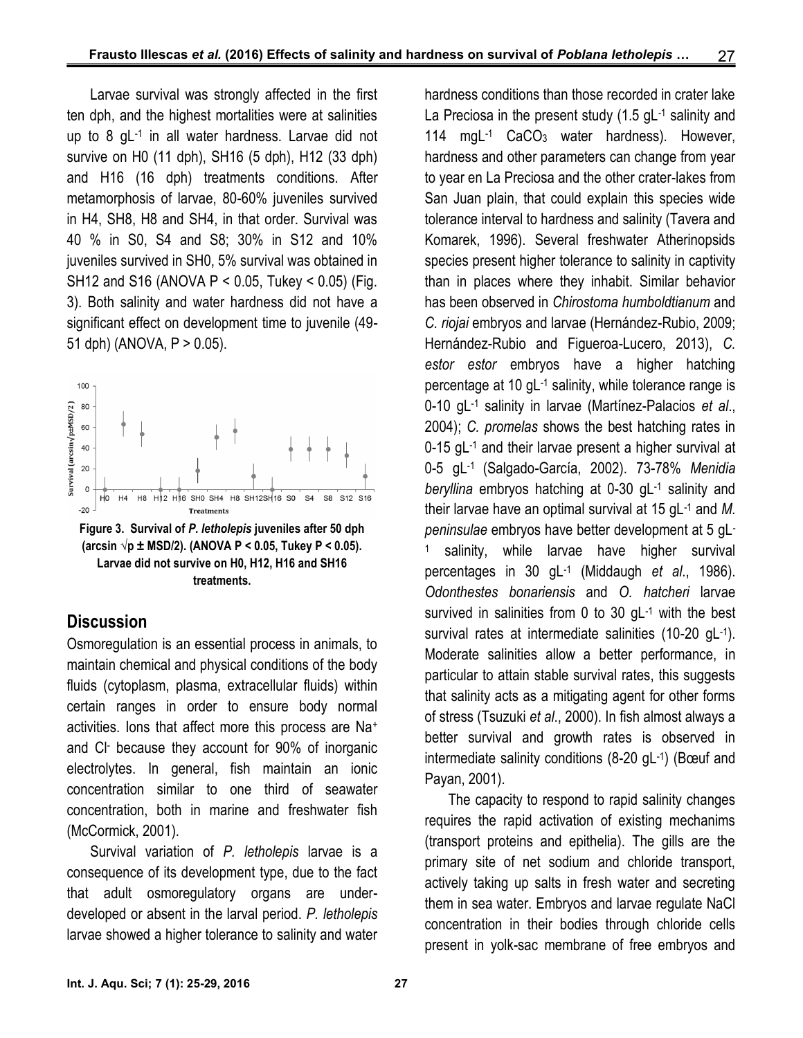Larvae survival was strongly affected in the first ten dph, and the highest mortalities were at salinities up to 8 $gL^{-1}$ in all water hardness. Larvae did not survive on H0 (11 dph), SH16 (5 dph), H12 (33 dph) and H16 (16 dph) treatments conditions. After metamorphosis of larvae, 80-60% juveniles survived in H4, SH8, H8 and SH4, in that order. Survival was 40 % in S0, S4 and S8; 30% in S12 and 10% juveniles survived in SH0, 5% survival was obtained in SH12 and S16 (ANOVA $P < 0.05$, Tukey $< 0.05$) (Fig. 3). Both salinity and water hardness did not have a significant effect on development time to juvenile (49-51 dph) (ANOVA, $P > 0.05$).

**Figure 3. Survival of *P. letholepis* juveniles after 50 dph (arcsin $\sqrt{p}$ ± MSD/2). (ANOVA $P < 0.05$, Tukey $P < 0.05$). Larvae did not survive on H0, H12, H16 and SH16 treatments.**

## Discussion

Osmoregulation is an essential process in animals, to maintain chemical and physical conditions of the body fluids (cytoplasm, plasma, extracellular fluids) within certain ranges in order to ensure body normal activities. Ions that affect more this process are $Na^+$ and $Cl^-$ because they account for 90% of inorganic electrolytes. In general, fish maintain an ionic concentration similar to one third of seawater concentration, both in marine and freshwater fish (McCormick, 2001).

Survival variation of *P. letholepis* larvae is a consequence of its development type, due to the fact that adult osmoregulatory organs are under-developed or absent in the larval period. *P. letholepis* larvae showed a higher tolerance to salinity and water hardness conditions than those recorded in crater lake La Preciosa in the present study (1.5 $gL^{-1}$ salinity and 114 $mgL^{-1}$ $CaCO_3$ water hardness). However, hardness and other parameters can change from year to year en La Preciosa and the other crater-lakes from San Juan plain, that could explain this species wide tolerance interval to hardness and salinity (Tavera and Komarek, 1996). Several freshwater Atherinopsids species present higher tolerance to salinity in captivity than in places where they inhabit. Similar behavior has been observed in *Chirostoma humboldtianum* and *C. riojai* embryos and larvae (Hernández-Rubio, 2009; Hernández-Rubio and Figueroa-Lucero, 2013), *C. estor estor* embryos have a higher hatching percentage at 10 $gL^{-1}$ salinity, while tolerance range is 0-10 $gL^{-1}$ salinity in larvae (Martínez-Palacios *et al*., 2004); *C. promelas* shows the best hatching rates in 0-15 $gL^{-1}$ and their larvae present a higher survival at 0-5 $gL^{-1}$ (Salgado-García, 2002). 73-78% *Menidia beryllina* embryos hatching at 0-30 $gL^{-1}$ salinity and their larvae have an optimal survival at 15 $gL^{-1}$ and *M. peninsulae* embryos have better development at 5 $gL^{-1}$ salinity, while larvae have higher survival percentages in 30 $gL^{-1}$ (Middaugh *et al*., 1986). *Odonthestes bonariensis* and *O. hatcheri* larvae survived in salinities from 0 to 30 $gL^{-1}$ with the best survival rates at intermediate salinities (10-20 $gL^{-1}$). Moderate salinities allow a better performance, in particular to attain stable survival rates, this suggests that salinity acts as a mitigating agent for other forms of stress (Tsuzuki *et al*., 2000). In fish almost always a better survival and growth rates is observed in intermediate salinity conditions (8-20 $gL^{-1}$) (Bœuf and Payan, 2001).

The capacity to respond to rapid salinity changes requires the rapid activation of existing mechanims (transport proteins and epithelia). The gills are the primary site of net sodium and chloride transport, actively taking up salts in fresh water and secreting them in sea water. Embryos and larvae regulate NaCl concentration in their bodies through chloride cells present in yolk-sac membrane of free embryos and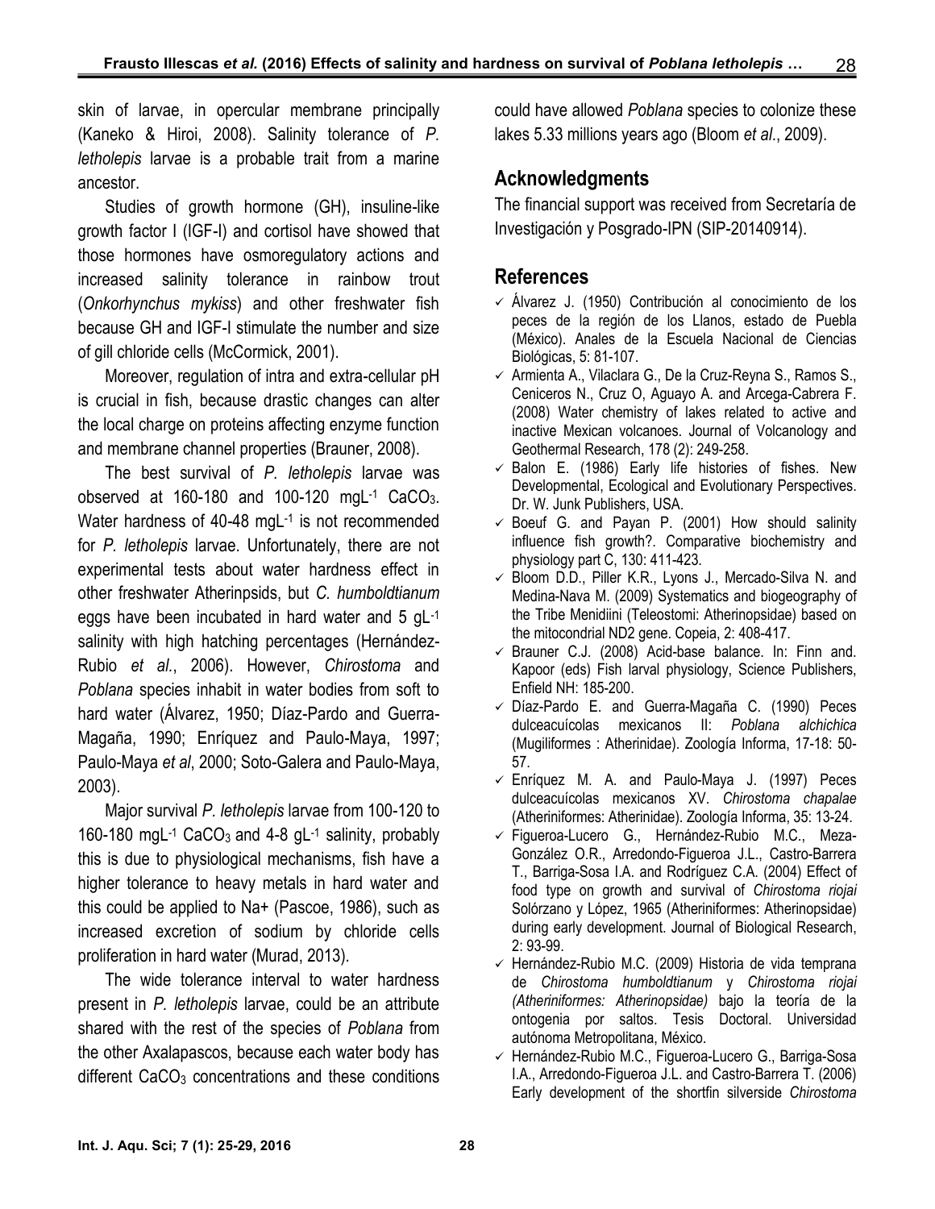skin of larvae, in opercular membrane principally (Kaneko & Hiroi, 2008). Salinity tolerance of *P. letholepis* larvae is a probable trait from a marine ancestor.

Studies of growth hormone (GH), insuline-like growth factor I (IGF-I) and cortisol have showed that those hormones have osmoregulatory actions and increased salinity tolerance in rainbow trout (*Onkorhynchus mykiss*) and other freshwater fish because GH and IGF-I stimulate the number and size of gill chloride cells (McCormick, 2001).

Moreover, regulation of intra and extra-cellular pH is crucial in fish, because drastic changes can alter the local charge on proteins affecting enzyme function and membrane channel properties (Brauner, 2008).

The best survival of *P. letholepis* larvae was observed at 160-180 and 100-120 mgL$^{-1}$ $CaCO_3$. Water hardness of 40-48 mgL$^{-1}$ is not recommended for *P. letholepis* larvae. Unfortunately, there are not experimental tests about water hardness effect in other freshwater Atherinpsids, but *C. humboldtianum* eggs have been incubated in hard water and 5 gL$^{-1}$ salinity with high hatching percentages (Hernández-Rubio *et al.*, 2006). However, *Chirostoma* and *Poblana* species inhabit in water bodies from soft to hard water (Álvarez, 1950; Díaz-Pardo and Guerra-Magaña, 1990; Enríquez and Paulo-Maya, 1997; Paulo-Maya *et al*, 2000; Soto-Galera and Paulo-Maya, 2003).

Major survival *P. letholepis* larvae from 100-120 to 160-180 mgL$^{-1}$ $CaCO_3$ and 4-8 gL$^{-1}$ salinity, probably this is due to physiological mechanisms, fish have a higher tolerance to heavy metals in hard water and this could be applied to Na+ (Pascoe, 1986), such as increased excretion of sodium by chloride cells proliferation in hard water (Murad, 2013).

The wide tolerance interval to water hardness present in *P. letholepis* larvae, could be an attribute shared with the rest of the species of *Poblana* from the other Axalapascos, because each water body has different $CaCO_3$ concentrations and these conditions could have allowed *Poblana* species to colonize these lakes 5.33 millions years ago (Bloom *et al*., 2009).

## Acknowledgments

The financial support was received from Secretaría de Investigación y Posgrado-IPN (SIP-20140914).

## References

- Álvarez J. (1950) Contribución al conocimiento de los peces de la región de los Llanos, estado de Puebla (México). Anales de la Escuela Nacional de Ciencias Biológicas, 5: 81-107.
- Armienta A., Vilaclara G., De la Cruz-Reyna S., Ramos S., Ceniceros N., Cruz O, Aguayo A. and Arcega-Cabrera F. (2008) Water chemistry of lakes related to active and inactive Mexican volcanoes. Journal of Volcanology and Geothermal Research, 178 (2): 249-258.
- Balon E. (1986) Early life histories of fishes. New Developmental, Ecological and Evolutionary Perspectives. Dr. W. Junk Publishers, USA.
- Boeuf G. and Payan P. (2001) How should salinity influence fish growth?. Comparative biochemistry and physiology part C, 130: 411-423.
- Bloom D.D., Piller K.R., Lyons J., Mercado-Silva N. and Medina-Nava M. (2009) Systematics and biogeography of the Tribe Menidiini (Teleostomi: Atherinopsidae) based on the mitocondrial ND2 gene. Copeia, 2: 408-417.
- Brauner C.J. (2008) Acid-base balance. In: Finn and. Kapoor (eds) Fish larval physiology, Science Publishers, Enfield NH: 185-200.
- Díaz-Pardo E. and Guerra-Magaña C. (1990) Peces dulceacuícolas mexicanos II: *Poblana alchichica* (Mugiliformes : Atherinidae). Zoología Informa, 17-18: 50-57.
- Enríquez M. A. and Paulo-Maya J. (1997) Peces dulceacuícolas mexicanos XV. *Chirostoma chapalae* (Atheriniformes: Atherinidae). Zoología Informa, 35: 13-24.
- Figueroa-Lucero G., Hernández-Rubio M.C., Meza-González O.R., Arredondo-Figueroa J.L., Castro-Barrera T., Barriga-Sosa I.A. and Rodríguez C.A. (2004) Effect of food type on growth and survival of *Chirostoma riojai* Solórzano y López, 1965 (Atheriniformes: Atherinopsidae) during early development. Journal of Biological Research, 2: 93-99.
- Hernández-Rubio M.C. (2009) Historia de vida temprana de *Chirostoma humboldtianum* y *Chirostoma riojai (Atheriniformes: Atherinopsidae)* bajo la teoría de la ontogenia por saltos. Tesis Doctoral. Universidad autónoma Metropolitana, México.
- Hernández-Rubio M.C., Figueroa-Lucero G., Barriga-Sosa I.A., Arredondo-Figueroa J.L. and Castro-Barrera T. (2006) Early development of the shortfin silverside *Chirostoma*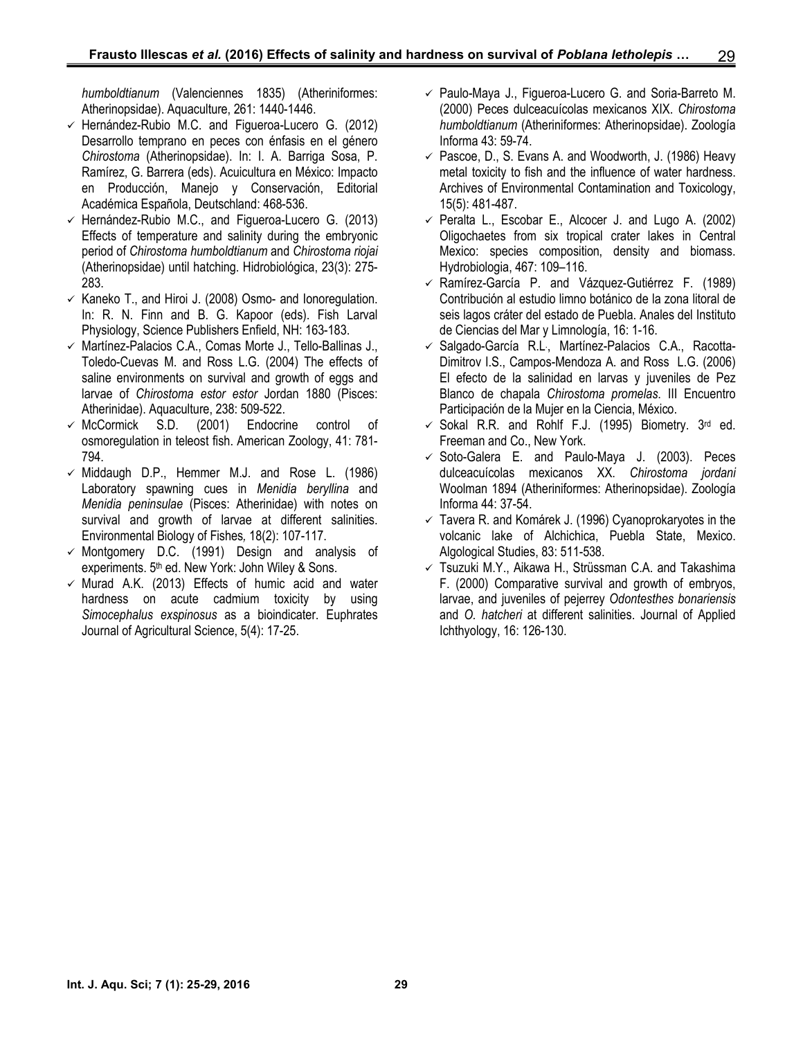*humboldtianum* (Valenciennes 1835) (Atheriniformes: Atherinopsidae). Aquaculture, 261: 1440-1446.

- Hernández-Rubio M.C. and Figueroa-Lucero G. (2012) Desarrollo temprano en peces con énfasis en el género *Chirostoma* (Atherinopsidae). In: I. A. Barriga Sosa, P. Ramírez, G. Barrera (eds). Acuicultura en México: Impacto en Producción, Manejo y Conservación, Editorial Académica Española, Deutschland: 468-536.
- Hernández-Rubio M.C., and Figueroa-Lucero G. (2013) Effects of temperature and salinity during the embryonic period of *Chirostoma humboldtianum* and *Chirostoma riojai* (Atherinopsidae) until hatching. Hidrobiológica, 23(3): 275-283.
- Kaneko T., and Hiroi J. (2008) Osmo- and Ionoregulation. In: R. N. Finn and B. G. Kapoor (eds). Fish Larval Physiology, Science Publishers Enfield, NH: 163-183.
- Martínez-Palacios C.A., Comas Morte J., Tello-Ballinas J., Toledo-Cuevas M. and Ross L.G. (2004) The effects of saline environments on survival and growth of eggs and larvae of *Chirostoma estor estor* Jordan 1880 (Pisces: Atherinidae). Aquaculture, 238: 509-522.
- McCormick S.D. (2001) Endocrine control of osmoregulation in teleost fish. American Zoology, 41: 781-794.
- Middaugh D.P., Hemmer M.J. and Rose L. (1986) Laboratory spawning cues in *Menidia beryllina* and *Menidia peninsulae* (Pisces: Atherinidae) with notes on survival and growth of larvae at different salinities. Environmental Biology of Fishes*,* 18(2): 107-117.
- Montgomery D.C. (1991) Design and analysis of experiments. 5th ed. New York: John Wiley & Sons.
- Murad A.K. (2013) Effects of humic acid and water hardness on acute cadmium toxicity by using *Simocephalus exspinosus* as a bioindicater. Euphrates Journal of Agricultural Science, 5(4): 17-25.
- Paulo-Maya J., Figueroa-Lucero G. and Soria-Barreto M. (2000) Peces dulceacuícolas mexicanos XIX. *Chirostoma humboldtianum* (Atheriniformes: Atherinopsidae). Zoología Informa 43: 59-74.
- Pascoe, D., S. Evans A. and Woodworth, J. (1986) Heavy metal toxicity to fish and the influence of water hardness. Archives of Environmental Contamination and Toxicology, 15(5): 481-487.
- Peralta L., Escobar E., Alcocer J. and Lugo A. (2002) Oligochaetes from six tropical crater lakes in Central Mexico: species composition, density and biomass. Hydrobiologia, 467: 109–116.
- Ramírez-García P. and Vázquez-Gutiérrez F. (1989) Contribución al estudio limno botánico de la zona litoral de seis lagos cráter del estado de Puebla. Anales del Instituto de Ciencias del Mar y Limnología, 16: 1-16.
- Salgado-García R.L., Martínez-Palacios C.A., Racotta-Dimitrov I.S., Campos-Mendoza A. and Ross L.G. (2006) El efecto de la salinidad en larvas y juveniles de Pez Blanco de chapala *Chirostoma promelas*. III Encuentro Participación de la Mujer en la Ciencia, México.
- Sokal R.R. and Rohlf F.J. (1995) Biometry. 3rd ed. Freeman and Co., New York.
- Soto-Galera E. and Paulo-Maya J. (2003). Peces dulceacuícolas mexicanos XX. *Chirostoma jordani* Woolman 1894 (Atheriniformes: Atherinopsidae). Zoología Informa 44: 37-54.
- Tavera R. and Komárek J. (1996) Cyanoprokaryotes in the volcanic lake of Alchichica, Puebla State, Mexico. Algological Studies, 83: 511-538.
- Tsuzuki M.Y., Aikawa H., Strüssman C.A. and Takashima F. (2000) Comparative survival and growth of embryos, larvae, and juveniles of pejerrey *Odontesthes bonariensis* and *O. hatcheri* at different salinities. Journal of Applied Ichthyology, 16: 126-130.